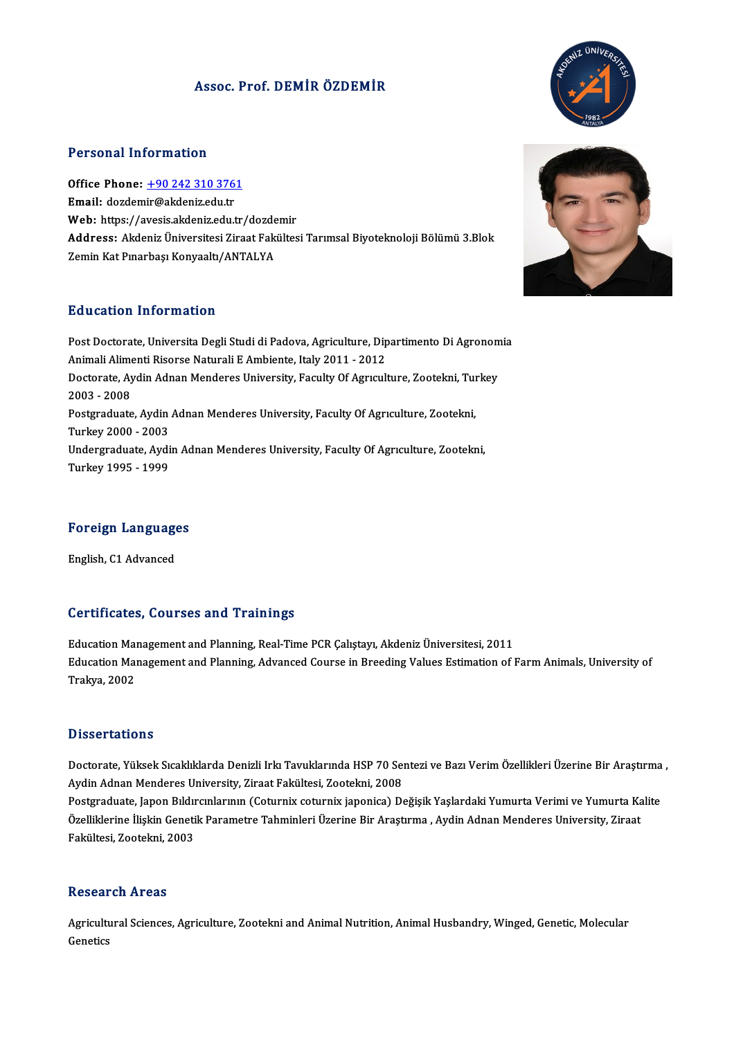# Assoc. Prof. DEMİR ÖZDEMİR

## Personal Information

**Office Phone:** +90 242 310 3761
**Email:** dozdemir@akdeniz.edu.tr
**Web:** https://avesis.akdeniz.edu.tr/dozdemir
**Address:** Akdeniz Üniversitesi Ziraat Fakültesi Tarımsal Biyoteknoloji Bölümü 3.Blok Zemin Kat Pınarbaşı Konyaaltı/ANTALYA

## Education Information

Post Doctorate, Universita Degli Studi di Padova, Agriculture, Dipartimento Di Agronomia Animali Alimenti Risorse Naturali E Ambiente, Italy 2011 - 2012
Doctorate, Aydin Adnan Menderes University, Faculty Of Agrıculture, Zootekni, Turkey 2003 - 2008
Postgraduate, Aydin Adnan Menderes University, Faculty Of Agrıculture, Zootekni, Turkey 2000 - 2003
Undergraduate, Aydin Adnan Menderes University, Faculty Of Agrıculture, Zootekni, Turkey 1995 - 1999

## Foreign Languages

English, C1 Advanced

## Certificates, Courses and Trainings

Education Management and Planning, Real-Time PCR Çalıştayı, Akdeniz Üniversitesi, 2011
Education Management and Planning, Advanced Course in Breeding Values Estimation of Farm Animals, University of Trakya, 2002

## Dissertations

Doctorate, Yüksek Sıcaklıklarda Denizli Irkı Tavuklarında HSP 70 Sentezi ve Bazı Verim Özellikleri Üzerine Bir Araştırma , Aydin Adnan Menderes University, Ziraat Fakültesi, Zootekni, 2008
Postgraduate, Japon Bıldırcınlarının (Coturnix coturnix japonica) Değişik Yaşlardaki Yumurta Verimi ve Yumurta Kalite Özelliklerine İlişkin Genetik Parametre Tahminleri Üzerine Bir Araştırma , Aydin Adnan Menderes University, Ziraat Fakültesi, Zootekni, 2003

## Research Areas

Agricultural Sciences, Agriculture, Zootekni and Animal Nutrition, Animal Husbandry, Winged, Genetic, Molecular Genetics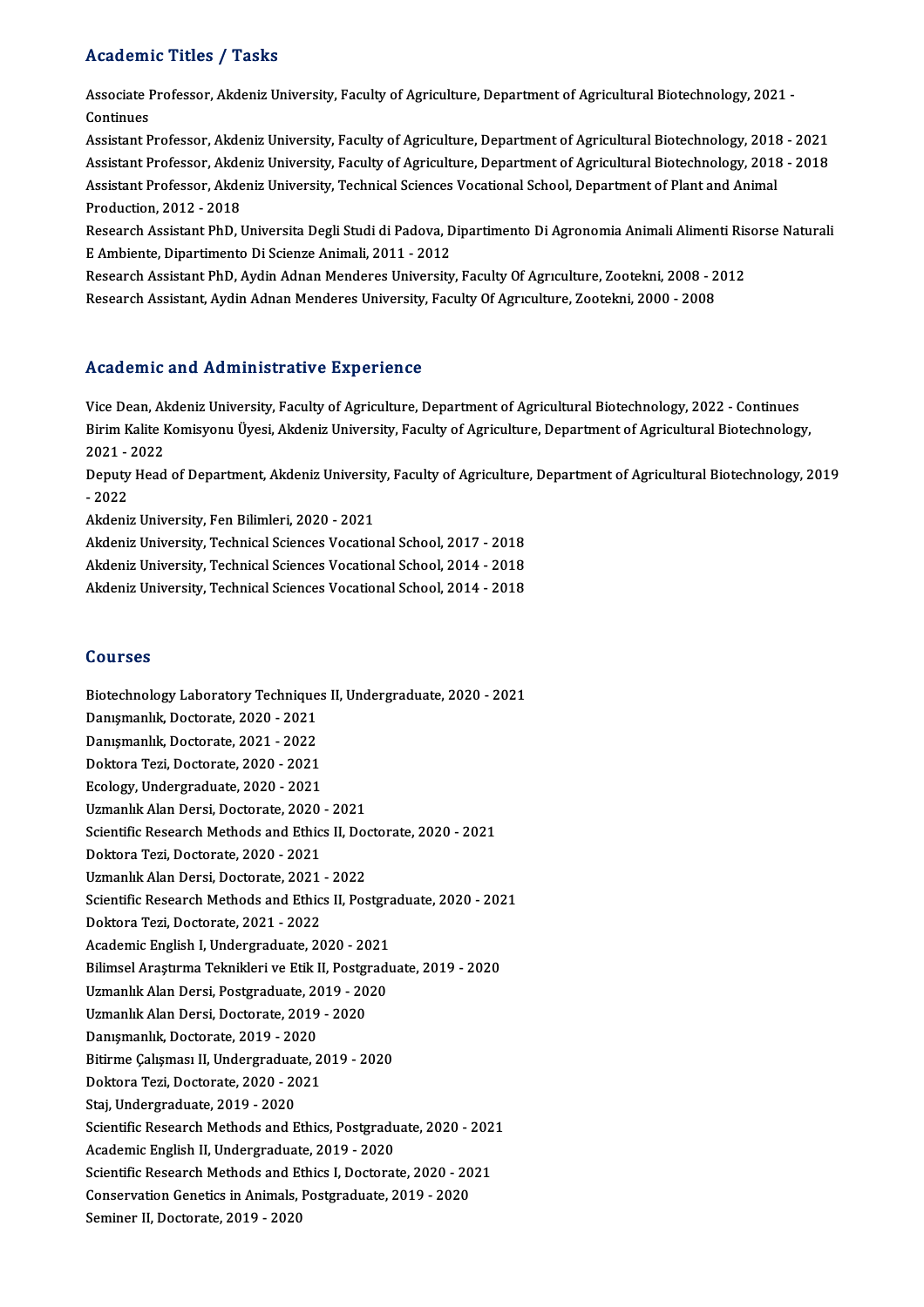## Academic Titles / Tasks

Associate Professor, Akdeniz University, Faculty of Agriculture, Department of Agricultural Biotechnology, 2021 - Continues

Assistant Professor, Akdeniz University, Faculty of Agriculture, Department of Agricultural Biotechnology, 2018 - 2021

Assistant Professor, Akdeniz University, Faculty of Agriculture, Department of Agricultural Biotechnology, 2018 - 2018

Assistant Professor, Akdeniz University, Technical Sciences Vocational School, Department of Plant and Animal Production, 2012 - 2018

Research Assistant PhD, Universita Degli Studi di Padova, Dipartimento Di Agronomia Animali Alimenti Risorse Naturali E Ambiente, Dipartimento Di Scienze Animali, 2011 - 2012

Research Assistant PhD, Aydin Adnan Menderes University, Faculty Of Agrıculture, Zootekni, 2008 - 2012

Research Assistant, Aydin Adnan Menderes University, Faculty Of Agrıculture, Zootekni, 2000 - 2008

## Academic and Administrative Experience

Vice Dean, Akdeniz University, Faculty of Agriculture, Department of Agricultural Biotechnology, 2022 - Continues

Birim Kalite Komisyonu Üyesi, Akdeniz University, Faculty of Agriculture, Department of Agricultural Biotechnology, 2021 - 2022

Deputy Head of Department, Akdeniz University, Faculty of Agriculture, Department of Agricultural Biotechnology, 2019 - 2022

Akdeniz University, Fen Bilimleri, 2020 - 2021

Akdeniz University, Technical Sciences Vocational School, 2017 - 2018

Akdeniz University, Technical Sciences Vocational School, 2014 - 2018

Akdeniz University, Technical Sciences Vocational School, 2014 - 2018

## Courses

Biotechnology Laboratory Techniques II, Undergraduate, 2020 - 2021

Danışmanlık, Doctorate, 2020 - 2021

Danışmanlık, Doctorate, 2021 - 2022

Doktora Tezi, Doctorate, 2020 - 2021

Ecology, Undergraduate, 2020 - 2021

Uzmanlık Alan Dersi, Doctorate, 2020 - 2021

Scientific Research Methods and Ethics II, Doctorate, 2020 - 2021

Doktora Tezi, Doctorate, 2020 - 2021

Uzmanlık Alan Dersi, Doctorate, 2021 - 2022

Scientific Research Methods and Ethics II, Postgraduate, 2020 - 2021

Doktora Tezi, Doctorate, 2021 - 2022

Academic English I, Undergraduate, 2020 - 2021

Bilimsel Araştırma Teknikleri ve Etik II, Postgraduate, 2019 - 2020

Uzmanlık Alan Dersi, Postgraduate, 2019 - 2020

Uzmanlık Alan Dersi, Doctorate, 2019 - 2020

Danışmanlık, Doctorate, 2019 - 2020

Bitirme Çalışması II, Undergraduate, 2019 - 2020

Doktora Tezi, Doctorate, 2020 - 2021

Staj, Undergraduate, 2019 - 2020

Scientific Research Methods and Ethics, Postgraduate, 2020 - 2021

Academic English II, Undergraduate, 2019 - 2020

Scientific Research Methods and Ethics I, Doctorate, 2020 - 2021

Conservation Genetics in Animals, Postgraduate, 2019 - 2020

Seminer II, Doctorate, 2019 - 2020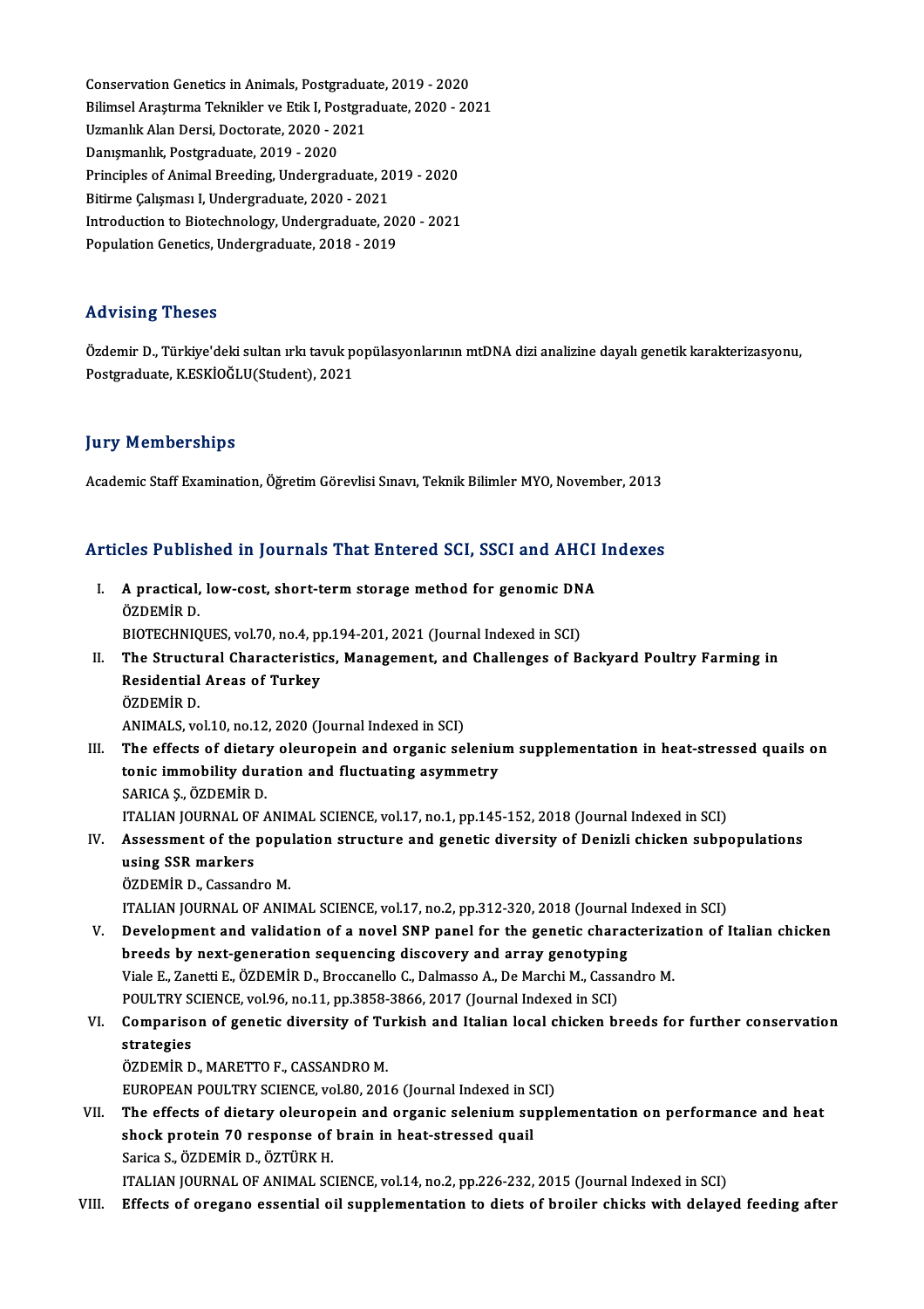Conservation Genetics in Animals, Postgraduate, 2019 - 2020
Bilimsel Araştırma Teknikler ve Etik I, Postgraduate, 2020 - 2021
Uzmanlık Alan Dersi, Doctorate, 2020 - 2021
Danışmanlık, Postgraduate, 2019 - 2020
Principles of Animal Breeding, Undergraduate, 2019 - 2020
Bitirme Çalışması I, Undergraduate, 2020 - 2021
Introduction to Biotechnology, Undergraduate, 2020 - 2021
Population Genetics, Undergraduate, 2018 - 2019

## Advising Theses

Özdemir D., Türkiye'deki sultan ırkı tavuk popülasyonlarının mtDNA dizi analizine dayalı genetik karakterizasyonu, Postgraduate, K.ESKİOĞLU(Student), 2021

## Jury Memberships

Academic Staff Examination, Öğretim Görevlisi Sınavı, Teknik Bilimler MYO, November, 2013

## Articles Published in Journals That Entered SCI, SSCI and AHCI Indexes

I. **A practical, low-cost, short-term storage method for genomic DNA**
ÖZDEMİR D.
BIOTECHNIQUES, vol.70, no.4, pp.194-201, 2021 (Journal Indexed in SCI)

II. **The Structural Characteristics, Management, and Challenges of Backyard Poultry Farming in Residential Areas of Turkey**
ÖZDEMİR D.
ANIMALS, vol.10, no.12, 2020 (Journal Indexed in SCI)

III. **The effects of dietary oleuropein and organic selenium supplementation in heat-stressed quails on tonic immobility duration and fluctuating asymmetry**
SARICA Ş., ÖZDEMİR D.
ITALIAN JOURNAL OF ANIMAL SCIENCE, vol.17, no.1, pp.145-152, 2018 (Journal Indexed in SCI)

IV. **Assessment of the population structure and genetic diversity of Denizli chicken subpopulations using SSR markers**
ÖZDEMİR D., Cassandro M.
ITALIAN JOURNAL OF ANIMAL SCIENCE, vol.17, no.2, pp.312-320, 2018 (Journal Indexed in SCI)

V. **Development and validation of a novel SNP panel for the genetic characterization of Italian chicken breeds by next-generation sequencing discovery and array genotyping**
Viale E., Zanetti E., ÖZDEMİR D., Broccanello C., Dalmasso A., De Marchi M., Cassandro M.
POULTRY SCIENCE, vol.96, no.11, pp.3858-3866, 2017 (Journal Indexed in SCI)

VI. **Comparison of genetic diversity of Turkish and Italian local chicken breeds for further conservation strategies**
ÖZDEMİR D., MARETTO F., CASSANDRO M.
EUROPEAN POULTRY SCIENCE, vol.80, 2016 (Journal Indexed in SCI)

VII. **The effects of dietary oleuropein and organic selenium supplementation on performance and heat shock protein 70 response of brain in heat-stressed quail**
Sarica S., ÖZDEMİR D., ÖZTÜRK H.
ITALIAN JOURNAL OF ANIMAL SCIENCE, vol.14, no.2, pp.226-232, 2015 (Journal Indexed in SCI)

VIII. **Effects of oregano essential oil supplementation to diets of broiler chicks with delayed feeding after**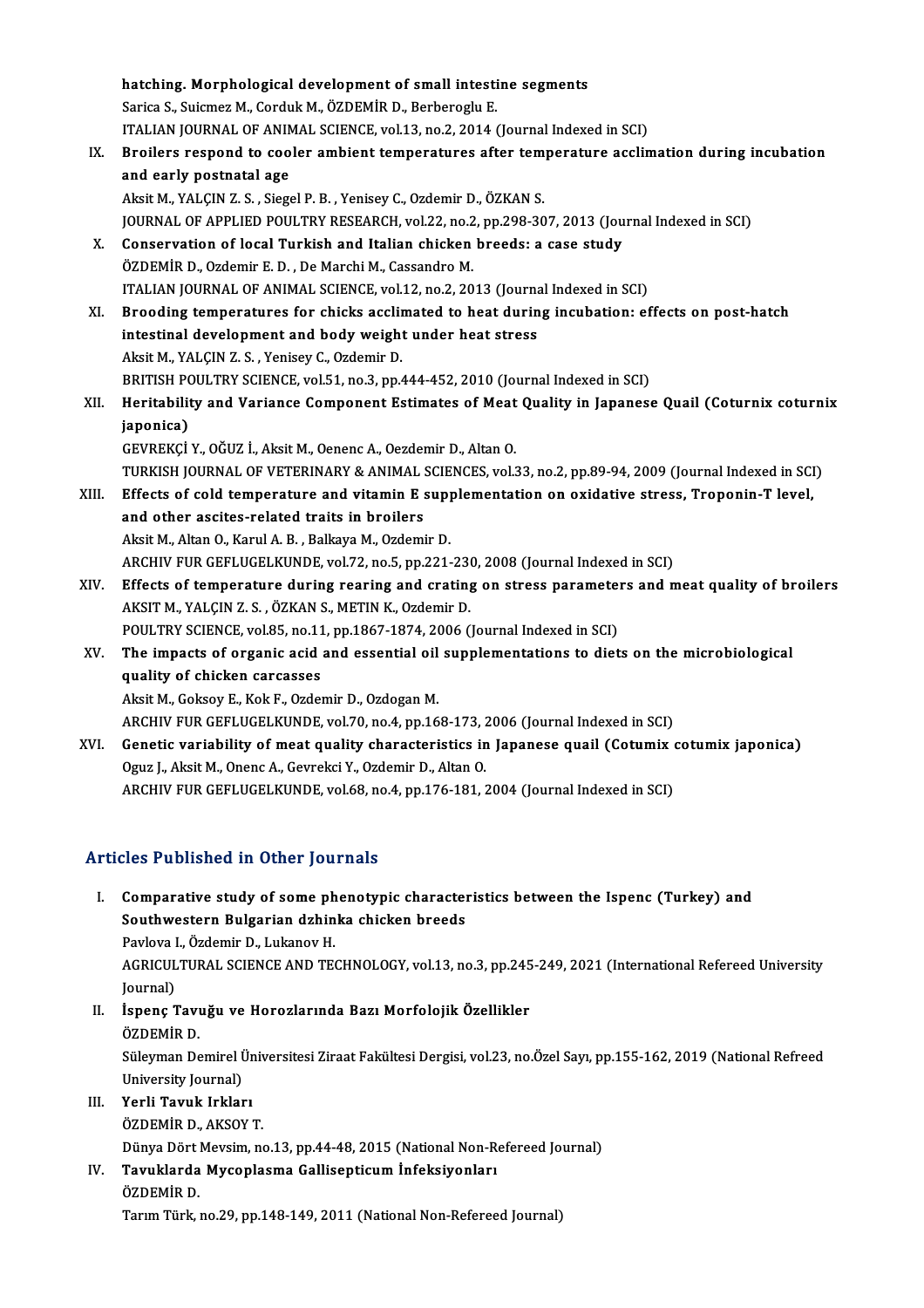hatching. Morphological development of small intestine segments
Sarica S., Suicmez M., Corduk M., ÖZDEMİR D., Berberoglu E.
ITALIAN JOURNAL OF ANIMAL SCIENCE, vol.13, no.2, 2014 (Journal Indexed in SCI)

IX. **Broilers respond to cooler ambient temperatures after temperature acclimation during incubation and early postnatal age**
Aksit M., YALÇIN Z. S. , Siegel P. B. , Yenisey C., Ozdemir D., ÖZKAN S.
JOURNAL OF APPLIED POULTRY RESEARCH, vol.22, no.2, pp.298-307, 2013 (Journal Indexed in SCI)

X. **Conservation of local Turkish and Italian chicken breeds: a case study**
ÖZDEMİR D., Ozdemir E. D. , De Marchi M., Cassandro M.
ITALIAN JOURNAL OF ANIMAL SCIENCE, vol.12, no.2, 2013 (Journal Indexed in SCI)

XI. **Brooding temperatures for chicks acclimated to heat during incubation: effects on post-hatch intestinal development and body weight under heat stress**
Aksit M., YALÇIN Z. S. , Yenisey C., Ozdemir D.
BRITISH POULTRY SCIENCE, vol.51, no.3, pp.444-452, 2010 (Journal Indexed in SCI)

XII. **Heritability and Variance Component Estimates of Meat Quality in Japanese Quail (Coturnix coturnix japonica)**
GEVREKÇİ Y., OĞUZ İ., Aksit M., Oenenc A., Oezdemir D., Altan O.
TURKISH JOURNAL OF VETERINARY & ANIMAL SCIENCES, vol.33, no.2, pp.89-94, 2009 (Journal Indexed in SCI)

XIII. **Effects of cold temperature and vitamin E supplementation on oxidative stress, Troponin-T level, and other ascites-related traits in broilers**
Aksit M., Altan O., Karul A. B. , Balkaya M., Ozdemir D.
ARCHIV FUR GEFLUGELKUNDE, vol.72, no.5, pp.221-230, 2008 (Journal Indexed in SCI)

XIV. **Effects of temperature during rearing and crating on stress parameters and meat quality of broilers**
AKSIT M., YALÇIN Z. S. , ÖZKAN S., METIN K., Ozdemir D.
POULTRY SCIENCE, vol.85, no.11, pp.1867-1874, 2006 (Journal Indexed in SCI)

XV. **The impacts of organic acid and essential oil supplementations to diets on the microbiological quality of chicken carcasses**
Aksit M., Goksoy E., Kok F., Ozdemir D., Ozdogan M.
ARCHIV FUR GEFLUGELKUNDE, vol.70, no.4, pp.168-173, 2006 (Journal Indexed in SCI)

XVI. **Genetic variability of meat quality characteristics in Japanese quail (Cotumix cotumix japonica)**
Oguz J., Aksit M., Onenc A., Gevrekci Y., Ozdemir D., Altan O.
ARCHIV FUR GEFLUGELKUNDE, vol.68, no.4, pp.176-181, 2004 (Journal Indexed in SCI)

## Articles Published in Other Journals

I. **Comparative study of some phenotypic characteristics between the Ispenc (Turkey) and Southwestern Bulgarian dzhinka chicken breeds**
Pavlova I., Özdemir D., Lukanov H.
AGRICULTURAL SCIENCE AND TECHNOLOGY, vol.13, no.3, pp.245-249, 2021 (International Refereed University Journal)

II. **İspenç Tavuğu ve Horozlarında Bazı Morfolojik Özellikler**
ÖZDEMİR D.
Süleyman Demirel Üniversitesi Ziraat Fakültesi Dergisi, vol.23, no.Özel Sayı, pp.155-162, 2019 (National Refreed University Journal)

III. **Yerli Tavuk Irkları**
ÖZDEMİR D., AKSOY T.
Dünya Dört Mevsim, no.13, pp.44-48, 2015 (National Non-Refereed Journal)

IV. **Tavuklarda Mycoplasma Gallisepticum İnfeksiyonları**
ÖZDEMİR D.
Tarım Türk, no.29, pp.148-149, 2011 (National Non-Refereed Journal)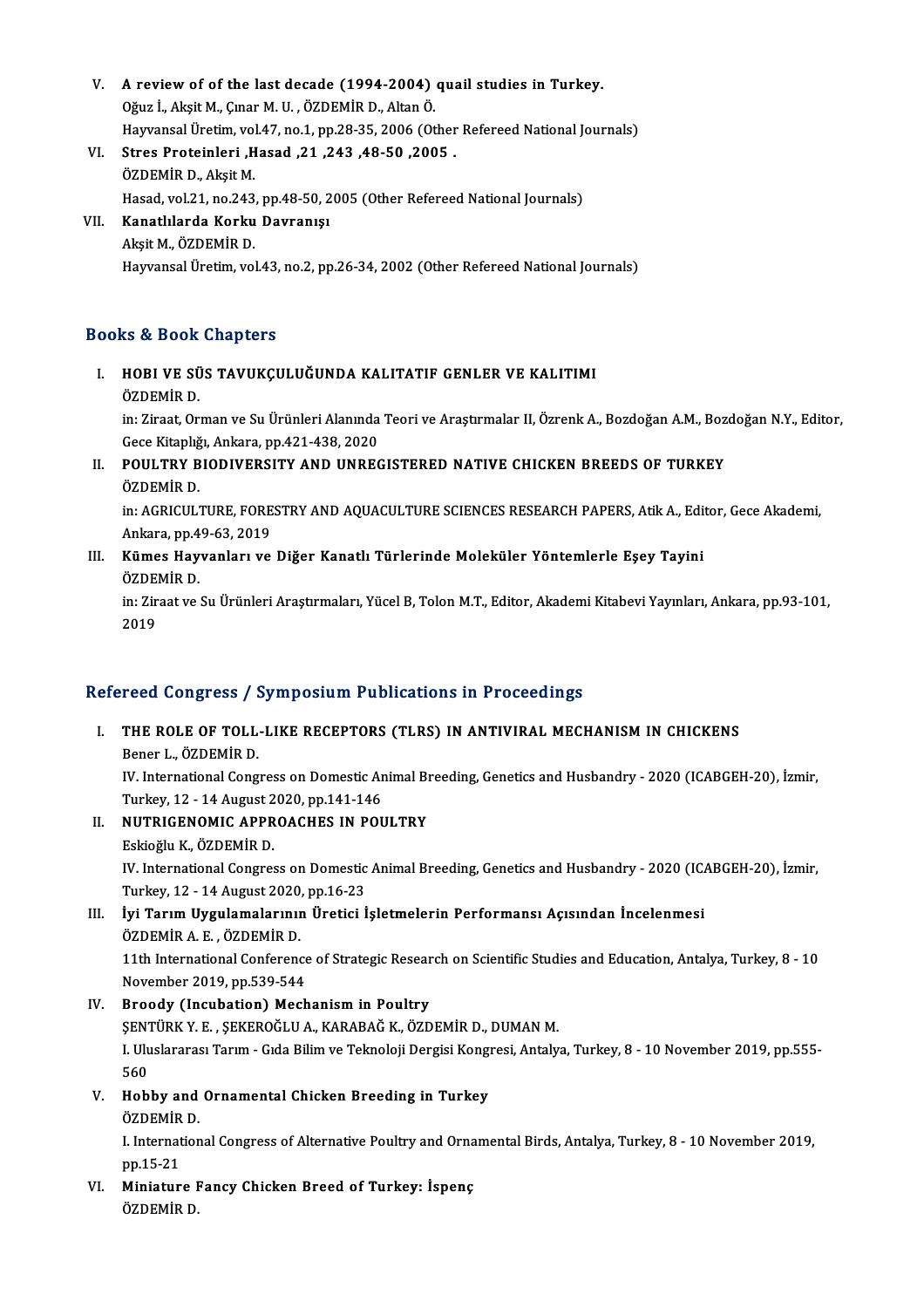V. **A review of of the last decade (1994-2004) quail studies in Turkey.**
Oğuz İ., Akşit M., Çınar M. U. , ÖZDEMİR D., Altan Ö.
Hayvansal Üretim, vol.47, no.1, pp.28-35, 2006 (Other Refereed National Journals)

VI. **Stres Proteinleri ,Hasad ,21 ,243 ,48-50 ,2005 .**
ÖZDEMİR D., Akşit M.
Hasad, vol.21, no.243, pp.48-50, 2005 (Other Refereed National Journals)

VII. **Kanatlılarda Korku Davranışı**
Akşit M., ÖZDEMİR D.
Hayvansal Üretim, vol.43, no.2, pp.26-34, 2002 (Other Refereed National Journals)

## Books & Book Chapters

I. **HOBI VE SÜS TAVUKÇULUĞUNDA KALITATIF GENLER VE KALITIMI**
ÖZDEMİR D.
in: Ziraat, Orman ve Su Ürünleri Alanında Teori ve Araştırmalar II, Özrenk A., Bozdoğan A.M., Bozdoğan N.Y., Editor, Gece Kitaplığı, Ankara, pp.421-438, 2020

II. **POULTRY BIODIVERSITY AND UNREGISTERED NATIVE CHICKEN BREEDS OF TURKEY**
ÖZDEMİR D.
in: AGRICULTURE, FORESTRY AND AQUACULTURE SCIENCES RESEARCH PAPERS, Atik A., Editor, Gece Akademi, Ankara, pp.49-63, 2019

III. **Kümes Hayvanları ve Diğer Kanatlı Türlerinde Moleküler Yöntemlerle Eşey Tayini**
ÖZDEMİR D.
in: Ziraat ve Su Ürünleri Araştırmaları, Yücel B, Tolon M.T., Editor, Akademi Kitabevi Yayınları, Ankara, pp.93-101, 2019

## Refereed Congress / Symposium Publications in Proceedings

I. **THE ROLE OF TOLL-LIKE RECEPTORS (TLRS) IN ANTIVIRAL MECHANISM IN CHICKENS**
Bener L., ÖZDEMİR D.
IV. International Congress on Domestic Animal Breeding, Genetics and Husbandry - 2020 (ICABGEH-20), İzmir, Turkey, 12 - 14 August 2020, pp.141-146

II. **NUTRIGENOMIC APPROACHES IN POULTRY**
Eskioğlu K., ÖZDEMİR D.
IV. International Congress on Domestic Animal Breeding, Genetics and Husbandry - 2020 (ICABGEH-20), İzmir, Turkey, 12 - 14 August 2020, pp.16-23

III. **İyi Tarım Uygulamalarının Üretici İşletmelerin Performansı Açısından İncelenmesi**
ÖZDEMİR A. E. , ÖZDEMİR D.
11th International Conference of Strategic Research on Scientific Studies and Education, Antalya, Turkey, 8 - 10 November 2019, pp.539-544

IV. **Broody (Incubation) Mechanism in Poultry**
ŞENTÜRK Y. E. , ŞEKEROĞLU A., KARABAĞ K., ÖZDEMİR D., DUMAN M.
I. Uluslararası Tarım - Gıda Bilim ve Teknoloji Dergisi Kongresi, Antalya, Turkey, 8 - 10 November 2019, pp.555-560

V. **Hobby and Ornamental Chicken Breeding in Turkey**
ÖZDEMİR D.
I. International Congress of Alternative Poultry and Ornamental Birds, Antalya, Turkey, 8 - 10 November 2019, pp.15-21

VI. **Miniature Fancy Chicken Breed of Turkey: İspenç**
ÖZDEMİR D.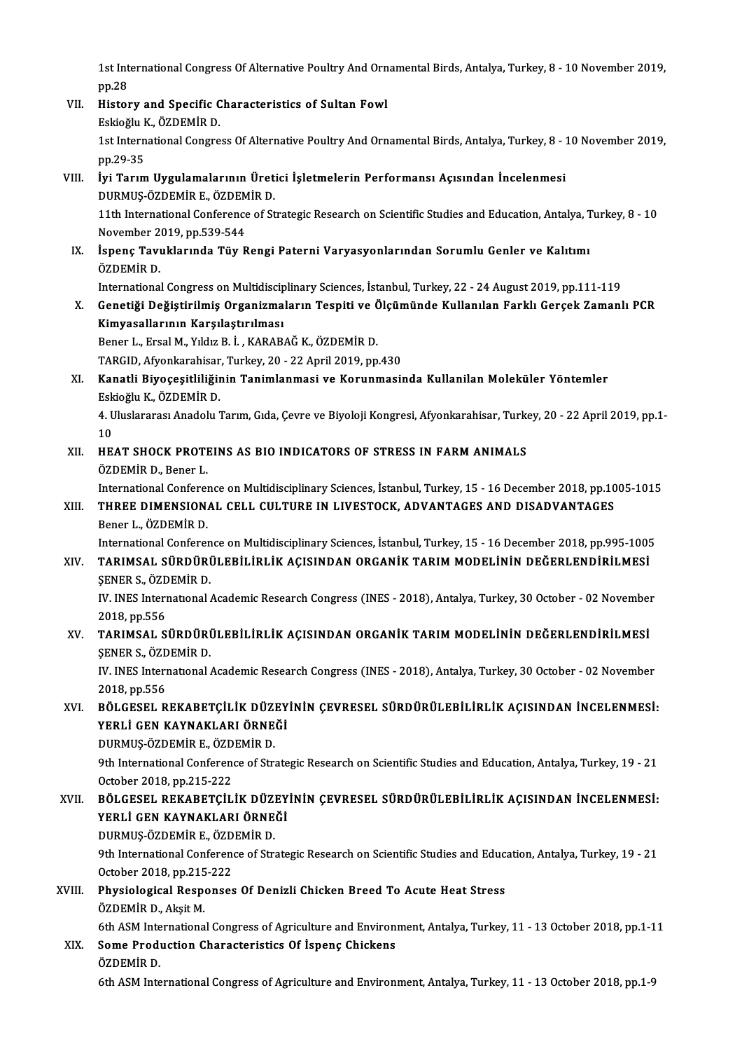1st International Congress Of Alternative Poultry And Ornamental Birds, Antalya, Turkey, 8 - 10 November 2019, pp.28

VII. **History and Specific Characteristics of Sultan Fowl**
Eskioğlu K., ÖZDEMİR D.
1st International Congress Of Alternative Poultry And Ornamental Birds, Antalya, Turkey, 8 - 10 November 2019, pp.29-35

VIII. **İyi Tarım Uygulamalarının Üretici İşletmelerin Performansı Açısından İncelenmesi**
DURMUŞ-ÖZDEMİR E., ÖZDEMİR D.
11th International Conference of Strategic Research on Scientific Studies and Education, Antalya, Turkey, 8 - 10 November 2019, pp.539-544

IX. **İspenç Tavuklarında Tüy Rengi Paterni Varyasyonlarından Sorumlu Genler ve Kalıtımı**
ÖZDEMİR D.
International Congress on Multidisciplinary Sciences, İstanbul, Turkey, 22 - 24 August 2019, pp.111-119

X. **Genetiği Değiştirilmiş Organizmaların Tespiti ve Ölçümünde Kullanılan Farklı Gerçek Zamanlı PCR Kimyasallarının Karşılaştırılması**
Bener L., Ersal M., Yıldız B. İ. , KARABAĞ K., ÖZDEMİR D.
TARGID, Afyonkarahisar, Turkey, 20 - 22 April 2019, pp.430

XI. **Kanatli Biyoçeşitliliğinin Tanimlanmasi ve Korunmasinda Kullanilan Moleküler Yöntemler**
Eskioğlu K., ÖZDEMİR D.
4. Uluslararası Anadolu Tarım, Gıda, Çevre ve Biyoloji Kongresi, Afyonkarahisar, Turkey, 20 - 22 April 2019, pp.1-10

XII. **HEAT SHOCK PROTEINS AS BIO INDICATORS OF STRESS IN FARM ANIMALS**
ÖZDEMİR D., Bener L.
International Conference on Multidisciplinary Sciences, İstanbul, Turkey, 15 - 16 December 2018, pp.1005-1015

XIII. **THREE DIMENSIONAL CELL CULTURE IN LIVESTOCK, ADVANTAGES AND DISADVANTAGES**
Bener L., ÖZDEMİR D.
International Conference on Multidisciplinary Sciences, İstanbul, Turkey, 15 - 16 December 2018, pp.995-1005

XIV. **TARIMSAL SÜRDÜRÜLEBİLİRLİK AÇISINDAN ORGANİK TARIM MODELİNİN DEĞERLENDİRİLMESİ**
ŞENER S., ÖZDEMİR D.
IV. INES International Academic Research Congress (INES - 2018), Antalya, Turkey, 30 October - 02 November 2018, pp.556

XV. **TARIMSAL SÜRDÜRÜLEBİLİRLİK AÇISINDAN ORGANİK TARIM MODELİNİN DEĞERLENDİRİLMESİ**
ŞENER S., ÖZDEMİR D.
IV. INES International Academic Research Congress (INES - 2018), Antalya, Turkey, 30 October - 02 November 2018, pp.556

XVI. **BÖLGESEL REKABETÇİLİK DÜZEYİNİN ÇEVRESEL SÜRDÜRÜLEBİLİRLİK AÇISINDAN İNCELENMESİ: YERLİ GEN KAYNAKLARI ÖRNEĞİ**
DURMUŞ-ÖZDEMİR E., ÖZDEMİR D.
9th International Conference of Strategic Research on Scientific Studies and Education, Antalya, Turkey, 19 - 21 October 2018, pp.215-222

XVII. **BÖLGESEL REKABETÇİLİK DÜZEYİNİN ÇEVRESEL SÜRDÜRÜLEBİLİRLİK AÇISINDAN İNCELENMESİ: YERLİ GEN KAYNAKLARI ÖRNEĞİ**
DURMUŞ-ÖZDEMİR E., ÖZDEMİR D.
9th International Conference of Strategic Research on Scientific Studies and Education, Antalya, Turkey, 19 - 21 October 2018, pp.215-222

XVIII. **Physiological Responses Of Denizli Chicken Breed To Acute Heat Stress**
ÖZDEMİR D., Akşit M.
6th ASM International Congress of Agriculture and Environment, Antalya, Turkey, 11 - 13 October 2018, pp.1-11

XIX. **Some Production Characteristics Of İspenç Chickens**
ÖZDEMİR D.
6th ASM International Congress of Agriculture and Environment, Antalya, Turkey, 11 - 13 October 2018, pp.1-9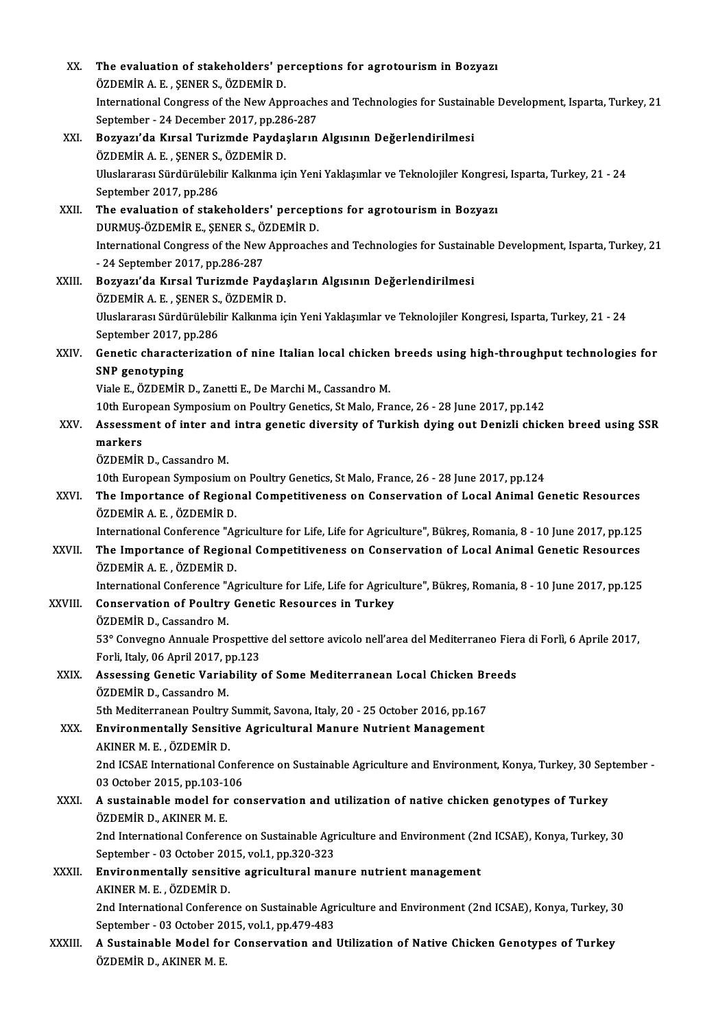XX. **The evaluation of stakeholders' perceptions for agrotourism in Bozyazı**
ÖZDEMİR A. E. , ŞENER S., ÖZDEMİR D.
International Congress of the New Approaches and Technologies for Sustainable Development, Isparta, Turkey, 21 September - 24 December 2017, pp.286-287

XXI. **Bozyazı'da Kırsal Turizmde Paydaşların Algısının Değerlendirilmesi**
ÖZDEMİR A. E. , ŞENER S., ÖZDEMİR D.
Uluslararası Sürdürülebilir Kalkınma için Yeni Yaklaşımlar ve Teknolojiler Kongresi, Isparta, Turkey, 21 - 24 September 2017, pp.286

XXII. **The evaluation of stakeholders' perceptions for agrotourism in Bozyazı**
DURMUŞ-ÖZDEMİR E., ŞENER S., ÖZDEMİR D.
International Congress of the New Approaches and Technologies for Sustainable Development, Isparta, Turkey, 21 - 24 September 2017, pp.286-287

XXIII. **Bozyazı'da Kırsal Turizmde Paydaşların Algısının Değerlendirilmesi**
ÖZDEMİR A. E. , ŞENER S., ÖZDEMİR D.
Uluslararası Sürdürülebilir Kalkınma için Yeni Yaklaşımlar ve Teknolojiler Kongresi, Isparta, Turkey, 21 - 24 September 2017, pp.286

XXIV. **Genetic characterization of nine Italian local chicken breeds using high-throughput technologies for SNP genotyping**
Viale E., ÖZDEMİR D., Zanetti E., De Marchi M., Cassandro M.
10th European Symposium on Poultry Genetics, St Malo, France, 26 - 28 June 2017, pp.142

XXV. **Assessment of inter and intra genetic diversity of Turkish dying out Denizli chicken breed using SSR markers**
ÖZDEMİR D., Cassandro M.
10th European Symposium on Poultry Genetics, St Malo, France, 26 - 28 June 2017, pp.124

XXVI. **The Importance of Regional Competitiveness on Conservation of Local Animal Genetic Resources**
ÖZDEMİR A. E. , ÖZDEMİR D.
International Conference "Agriculture for Life, Life for Agriculture", Bükreş, Romania, 8 - 10 June 2017, pp.125

XXVII. **The Importance of Regional Competitiveness on Conservation of Local Animal Genetic Resources**
ÖZDEMİR A. E. , ÖZDEMİR D.
International Conference "Agriculture for Life, Life for Agriculture", Bükreş, Romania, 8 - 10 June 2017, pp.125

XXVIII. **Conservation of Poultry Genetic Resources in Turkey**
ÖZDEMİR D., Cassandro M.
53° Convegno Annuale Prospettive del settore avicolo nell'area del Mediterraneo Fiera di Forlì, 6 Aprile 2017, Forlì, Italy, 06 April 2017, pp.123

XXIX. **Assessing Genetic Variability of Some Mediterranean Local Chicken Breeds**
ÖZDEMİR D., Cassandro M.
5th Mediterranean Poultry Summit, Savona, Italy, 20 - 25 October 2016, pp.167

XXX. **Environmentally Sensitive Agricultural Manure Nutrient Management**
AKINER M. E. , ÖZDEMİR D.
2nd ICSAE International Conference on Sustainable Agriculture and Environment, Konya, Turkey, 30 September - 03 October 2015, pp.103-106

XXXI. **A sustainable model for conservation and utilization of native chicken genotypes of Turkey**
ÖZDEMİR D., AKINER M. E.
2nd International Conference on Sustainable Agriculture and Environment (2nd ICSAE), Konya, Turkey, 30 September - 03 October 2015, vol.1, pp.320-323

XXXII. **Environmentally sensitive agricultural manure nutrient management**
AKINER M. E. , ÖZDEMİR D.
2nd International Conference on Sustainable Agriculture and Environment (2nd ICSAE), Konya, Turkey, 30 September - 03 October 2015, vol.1, pp.479-483

XXXIII. **A Sustainable Model for Conservation and Utilization of Native Chicken Genotypes of Turkey**
ÖZDEMİR D., AKINER M. E.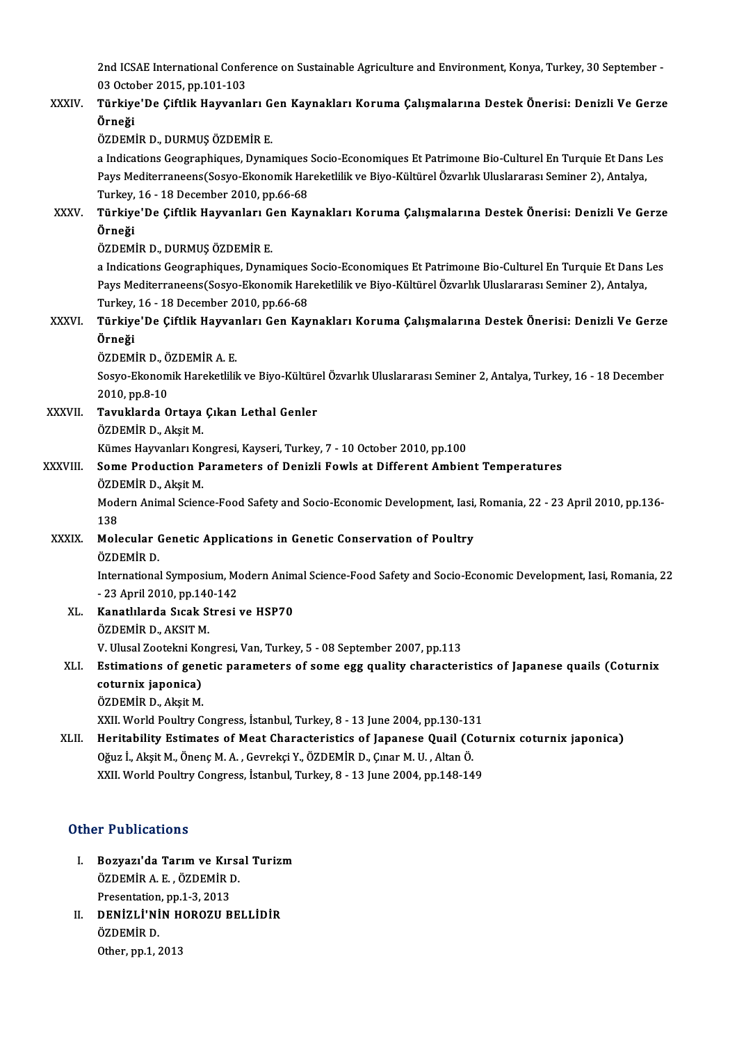2nd ICSAE International Conference on Sustainable Agriculture and Environment, Konya, Turkey, 30 September - 03 October 2015, pp.101-103

XXXIV. **Türkiye'De Çiftlik Hayvanları Gen Kaynakları Koruma Çalışmalarına Destek Önerisi: Denizli Ve Gerze Örneği**
ÖZDEMİR D., DURMUŞ ÖZDEMİR E.
a Indications Geographiques, Dynamiques Socio-Economiques Et Patrimoıne Bio-Culturel En Turquie Et Dans Les Pays Mediterraneens(Sosyo-Ekonomik Hareketlilik ve Biyo-Kültürel Özvarlık Uluslararası Seminer 2), Antalya, Turkey, 16 - 18 December 2010, pp.66-68

XXXV. **Türkiye'De Çiftlik Hayvanları Gen Kaynakları Koruma Çalışmalarına Destek Önerisi: Denizli Ve Gerze Örneği**
ÖZDEMİR D., DURMUŞ ÖZDEMİR E.
a Indications Geographiques, Dynamiques Socio-Economiques Et Patrimoıne Bio-Culturel En Turquie Et Dans Les Pays Mediterraneens(Sosyo-Ekonomik Hareketlilik ve Biyo-Kültürel Özvarlık Uluslararası Seminer 2), Antalya, Turkey, 16 - 18 December 2010, pp.66-68

XXXVI. **Türkiye'De Çiftlik Hayvanları Gen Kaynakları Koruma Çalışmalarına Destek Önerisi: Denizli Ve Gerze Örneği**
ÖZDEMİR D., ÖZDEMİR A. E.
Sosyo-Ekonomik Hareketlilik ve Biyo-Kültürel Özvarlık Uluslararası Seminer 2, Antalya, Turkey, 16 - 18 December 2010, pp.8-10

XXXVII. **Tavuklarda Ortaya Çıkan Lethal Genler**
ÖZDEMİR D., Akşit M.
Kümes Hayvanları Kongresi, Kayseri, Turkey, 7 - 10 October 2010, pp.100

XXXVIII. **Some Production Parameters of Denizli Fowls at Different Ambient Temperatures**
ÖZDEMİR D., Akşit M.
Modern Animal Science-Food Safety and Socio-Economic Development, Iasi, Romania, 22 - 23 April 2010, pp.136-138

XXXIX. **Molecular Genetic Applications in Genetic Conservation of Poultry**
ÖZDEMİR D.
International Symposium, Modern Animal Science-Food Safety and Socio-Economic Development, Iasi, Romania, 22 - 23 April 2010, pp.140-142

XL. **Kanatlılarda Sıcak Stresi ve HSP70**
ÖZDEMİR D., AKSIT M.
V. Ulusal Zootekni Kongresi, Van, Turkey, 5 - 08 September 2007, pp.113

XLI. **Estimations of genetic parameters of some egg quality characteristics of Japanese quails (Coturnix coturnix japonica)**
ÖZDEMİR D., Akşit M.
XXII. World Poultry Congress, İstanbul, Turkey, 8 - 13 June 2004, pp.130-131

XLII. **Heritability Estimates of Meat Characteristics of Japanese Quail (Coturnix coturnix japonica)**
Oğuz İ., Akşit M., Önenç M. A. , Gevrekçi Y., ÖZDEMİR D., Çınar M. U. , Altan Ö.
XXII. World Poultry Congress, İstanbul, Turkey, 8 - 13 June 2004, pp.148-149

## Other Publications

I. **Bozyazı'da Tarım ve Kırsal Turizm**
ÖZDEMİR A. E. , ÖZDEMİR D.
Presentation, pp.1-3, 2013

II. **DENİZLİ'NİN HOROZU BELLİDİR**
ÖZDEMİR D.
Other, pp.1, 2013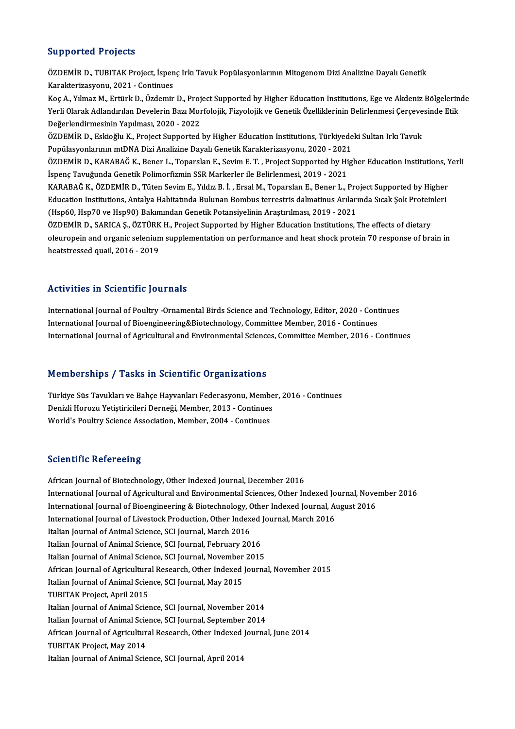## Supported Projects

ÖZDEMİR D., TUBITAK Project, İspenç Irkı Tavuk Popülasyonlarının Mitogenom Dizi Analizine Dayalı Genetik Karakterizasyonu, 2021 - Continues

Koç A., Yılmaz M., Ertürk D., Özdemir D., Project Supported by Higher Education Institutions, Ege ve Akdeniz Bölgelerinde Yerli Olarak Adlandırılan Develerin Bazı Morfolojik, Fizyolojik ve Genetik Özelliklerinin Belirlenmesi Çerçevesinde Etik Değerlendirmesinin Yapılması, 2020 - 2022

ÖZDEMİR D., Eskioğlu K., Project Supported by Higher Education Institutions, Türkiyedeki Sultan Irkı Tavuk Popülasyonlarının mtDNA Dizi Analizine Dayalı Genetik Karakterizasyonu, 2020 - 2021

ÖZDEMİR D., KARABAĞ K., Bener L., Toparslan E., Sevim E. T. , Project Supported by Higher Education Institutions, Yerli İspenç Tavuğunda Genetik Polimorfizmin SSR Markerler ile Belirlenmesi, 2019 - 2021

KARABAĞ K., ÖZDEMİR D., Tüten Sevim E., Yıldız B. İ. , Ersal M., Toparslan E., Bener L., Project Supported by Higher Education Institutions, Antalya Habitatında Bulunan Bombus terrestris dalmatinus Arılarında Sıcak Şok Proteinleri (Hsp60, Hsp70 ve Hsp90) Bakımından Genetik Potansiyelinin Araştırılması, 2019 - 2021

ÖZDEMİR D., SARICA Ş., ÖZTÜRK H., Project Supported by Higher Education Institutions, The effects of dietary oleuropein and organic selenium supplementation on performance and heat shock protein 70 response of brain in heatstressed quail, 2016 - 2019

## Activities in Scientific Journals

International Journal of Poultry -Ornamental Birds Science and Technology, Editor, 2020 - Continues

International Journal of Bioengineering&Biotechnology, Committee Member, 2016 - Continues

International Journal of Agricultural and Environmental Sciences, Committee Member, 2016 - Continues

## Memberships / Tasks in Scientific Organizations

Türkiye Süs Tavukları ve Bahçe Hayvanları Federasyonu, Member, 2016 - Continues

Denizli Horozu Yetiştiricileri Derneği, Member, 2013 - Continues

World's Poultry Science Association, Member, 2004 - Continues

## Scientific Refereeing

African Journal of Biotechnology, Other Indexed Journal, December 2016

International Journal of Agricultural and Environmental Sciences, Other Indexed Journal, November 2016

International Journal of Bioengineering & Biotechnology, Other Indexed Journal, August 2016

International Journal of Livestock Production, Other Indexed Journal, March 2016

Italian Journal of Animal Science, SCI Journal, March 2016

Italian Journal of Animal Science, SCI Journal, February 2016

Italian Journal of Animal Science, SCI Journal, November 2015

African Journal of Agricultural Research, Other Indexed Journal, November 2015

Italian Journal of Animal Science, SCI Journal, May 2015

TUBITAK Project, April 2015

Italian Journal of Animal Science, SCI Journal, November 2014

Italian Journal of Animal Science, SCI Journal, September 2014

African Journal of Agricultural Research, Other Indexed Journal, June 2014

TUBITAK Project, May 2014

Italian Journal of Animal Science, SCI Journal, April 2014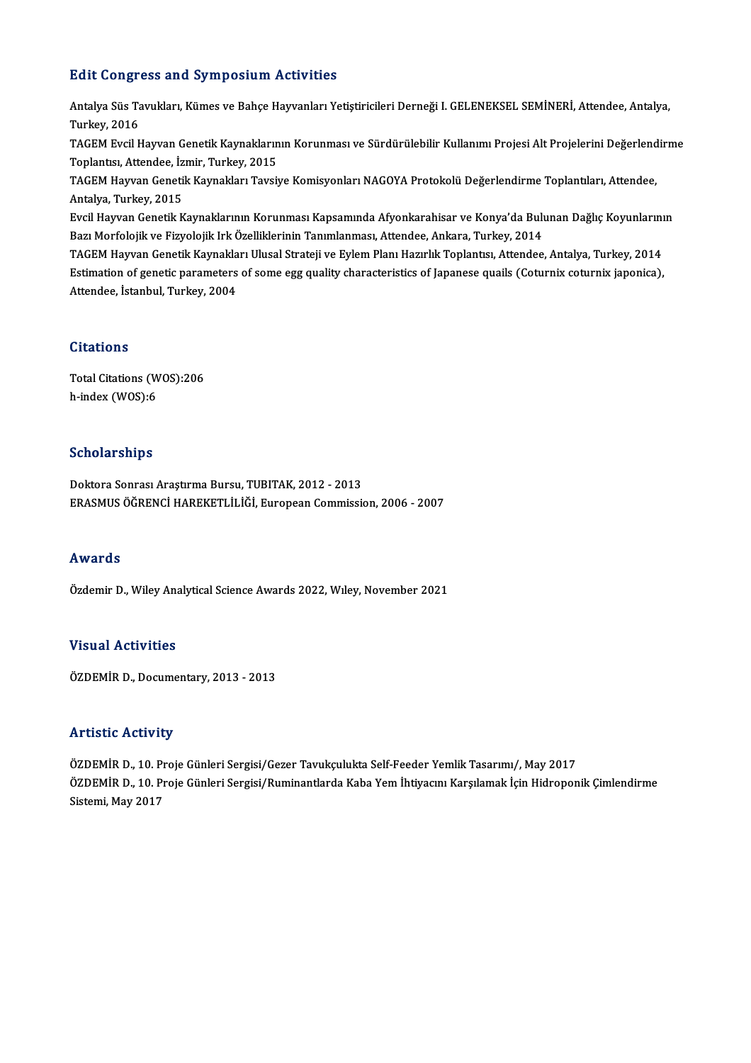## Edit Congress and Symposium Activities

Antalya Süs Tavukları, Kümes ve Bahçe Hayvanları Yetiştiricileri Derneği I. GELENEKSEL SEMİNERİ, Attendee, Antalya, Turkey, 2016

TAGEM Evcil Hayvan Genetik Kaynaklarının Korunması ve Sürdürülebilir Kullanımı Projesi Alt Projelerini Değerlendirme Toplantısı, Attendee, İzmir, Turkey, 2015

TAGEM Hayvan Genetik Kaynakları Tavsiye Komisyonları NAGOYA Protokolü Değerlendirme Toplantıları, Attendee, Antalya, Turkey, 2015

Evcil Hayvan Genetik Kaynaklarının Korunması Kapsamında Afyonkarahisar ve Konya'da Bulunan Dağlıç Koyunlarının Bazı Morfolojik ve Fizyolojik Irk Özelliklerinin Tanımlanması, Attendee, Ankara, Turkey, 2014

TAGEM Hayvan Genetik Kaynakları Ulusal Strateji ve Eylem Planı Hazırlık Toplantısı, Attendee, Antalya, Turkey, 2014

Estimation of genetic parameters of some egg quality characteristics of Japanese quails (Coturnix coturnix japonica), Attendee, İstanbul, Turkey, 2004

## Citations

Total Citations (WOS):206
h-index (WOS):6

## Scholarships

Doktora Sonrası Araştırma Bursu, TUBITAK, 2012 - 2013
ERASMUS ÖĞRENCİ HAREKETLİLİĞİ, European Commission, 2006 - 2007

## Awards

Özdemir D., Wiley Analytical Science Awards 2022, Wıley, November 2021

## Visual Activities

ÖZDEMİR D., Documentary, 2013 - 2013

## Artistic Activity

ÖZDEMİR D., 10. Proje Günleri Sergisi/Gezer Tavukçulukta Self-Feeder Yemlik Tasarımı/, May 2017

ÖZDEMİR D., 10. Proje Günleri Sergisi/Ruminantlarda Kaba Yem İhtiyacını Karşılamak İçin Hidroponik Çimlendirme Sistemi, May 2017